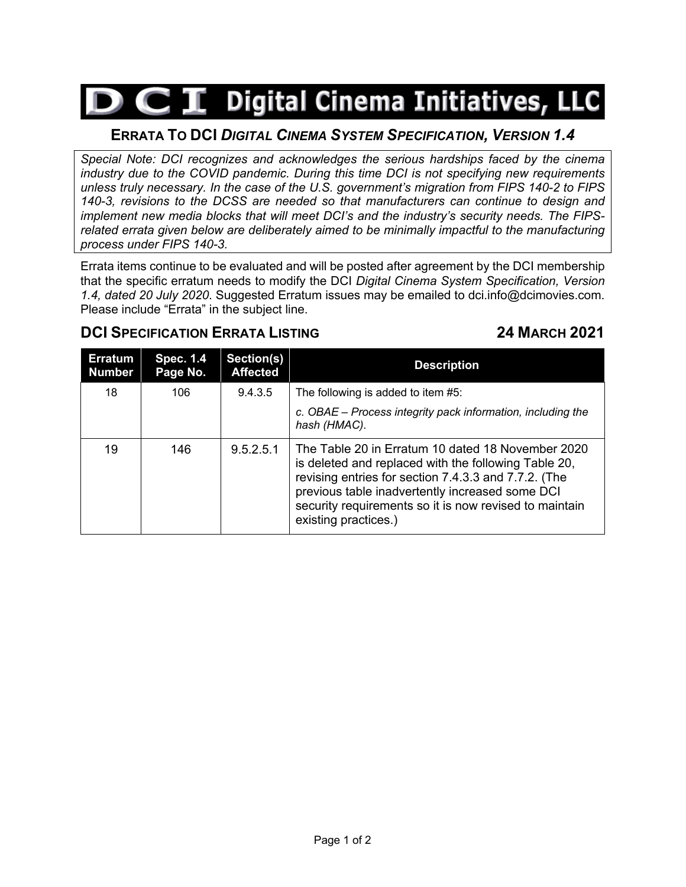# DCI Digital Cinema Initiatives, LLC

## ERRATA TO DCI *DIGITAL CINEMA SYSTEM SPECIFICATION, VERSION 1.4*

*Special Note: DCI recognizes and acknowledges the serious hardships faced by the cinema industry due to the COVID pandemic. During this time DCI is not specifying new requirements unless truly necessary. In the case of the U.S. government's migration from FIPS 140-2 to FIPS 140-3, revisions to the DCSS are needed so that manufacturers can continue to design and implement new media blocks that will meet DCI's and the industry's security needs. The FIPS-related errata given below are deliberately aimed to be minimally impactful to the manufacturing process under FIPS 140-3.*

Errata items continue to be evaluated and will be posted after agreement by the DCI membership that the specific erratum needs to modify the DCI *Digital Cinema System Specification, Version 1.4, dated 20 July 2020*. Suggested Erratum issues may be emailed to dci.info@dcimovies.com. Please include "Errata" in the subject line.

### DCI SPECIFICATION ERRATA LISTING — 24 MARCH 2021

| Erratum Number | Spec. 1.4 Page No. | Section(s) Affected | Description |
|---|---|---|---|
| 18 | 106 | 9.4.3.5 | The following is added to item #5:<br>*c. OBAE – Process integrity pack information, including the hash (HMAC).* |
| 19 | 146 | 9.5.2.5.1 | The Table 20 in Erratum 10 dated 18 November 2020 is deleted and replaced with the following Table 20, revising entries for section 7.4.3.3 and 7.7.2. (The previous table inadvertently increased some DCI security requirements so it is now revised to maintain existing practices.) |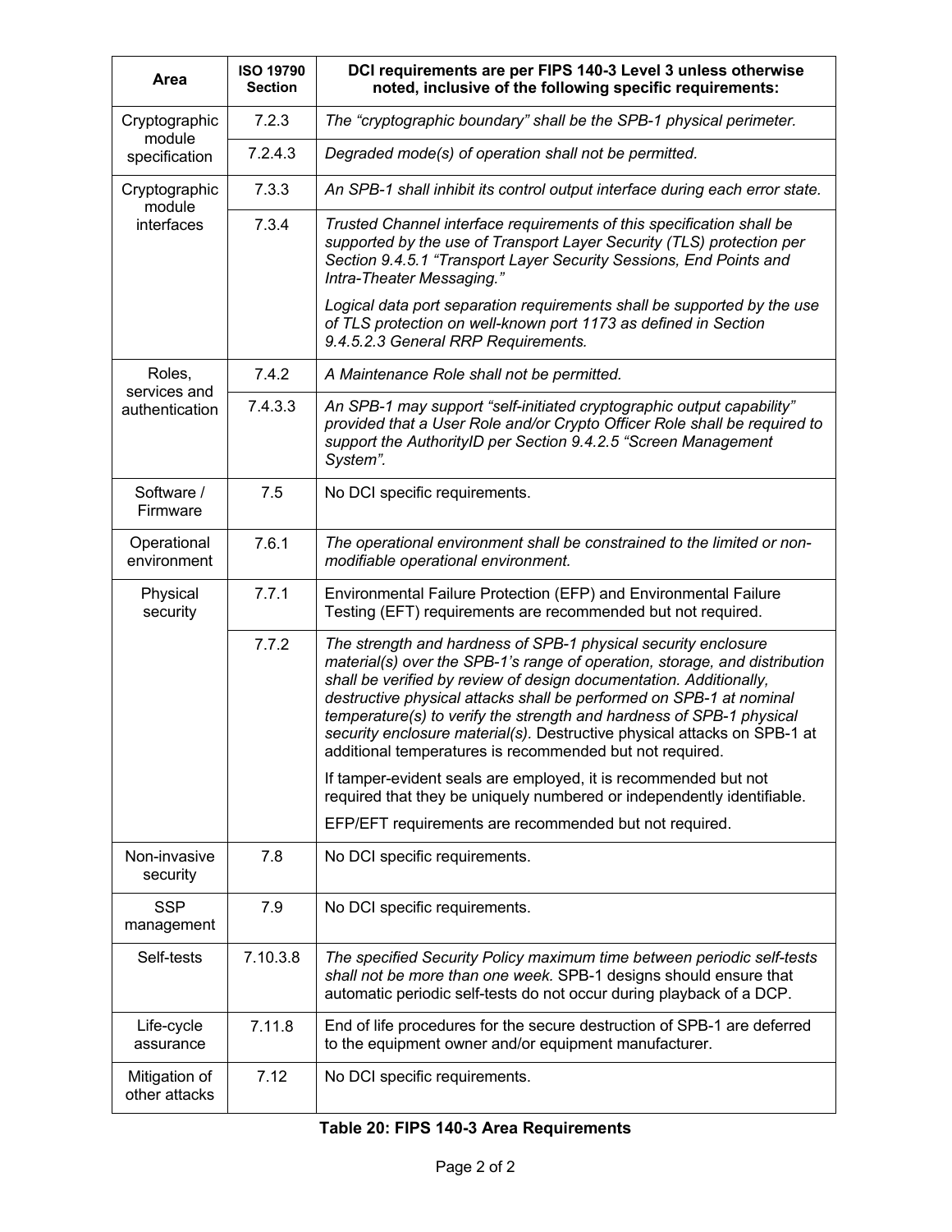| Area | ISO 19790 Section | DCI requirements are per FIPS 140-3 Level 3 unless otherwise noted, inclusive of the following specific requirements: |
|---|---|---|
| Cryptographic module specification | 7.2.3 | *The "cryptographic boundary" shall be the SPB-1 physical perimeter.* |
| | 7.2.4.3 | *Degraded mode(s) of operation shall not be permitted.* |
| Cryptographic module interfaces | 7.3.3 | *An SPB-1 shall inhibit its control output interface during each error state.* |
| | 7.3.4 | *Trusted Channel interface requirements of this specification shall be supported by the use of Transport Layer Security (TLS) protection per Section 9.4.5.1 "Transport Layer Security Sessions, End Points and Intra-Theater Messaging."*<br><br>*Logical data port separation requirements shall be supported by the use of TLS protection on well-known port 1173 as defined in Section 9.4.5.2.3 General RRP Requirements.* |
| Roles, services and authentication | 7.4.2 | *A Maintenance Role shall not be permitted.* |
| | 7.4.3.3 | *An SPB-1 may support "self-initiated cryptographic output capability" provided that a User Role and/or Crypto Officer Role shall be required to support the AuthorityID per Section 9.4.2.5 "Screen Management System".* |
| Software / Firmware | 7.5 | No DCI specific requirements. |
| Operational environment | 7.6.1 | *The operational environment shall be constrained to the limited or non-modifiable operational environment.* |
| Physical security | 7.7.1 | Environmental Failure Protection (EFP) and Environmental Failure Testing (EFT) requirements are recommended but not required. |
| | 7.7.2 | *The strength and hardness of SPB-1 physical security enclosure material(s) over the SPB-1's range of operation, storage, and distribution shall be verified by review of design documentation. Additionally, destructive physical attacks shall be performed on SPB-1 at nominal temperature(s) to verify the strength and hardness of SPB-1 physical security enclosure material(s).* Destructive physical attacks on SPB-1 at additional temperatures is recommended but not required.<br><br>If tamper-evident seals are employed, it is recommended but not required that they be uniquely numbered or independently identifiable.<br><br>EFP/EFT requirements are recommended but not required. |
| Non-invasive security | 7.8 | No DCI specific requirements. |
| SSP management | 7.9 | No DCI specific requirements. |
| Self-tests | 7.10.3.8 | *The specified Security Policy maximum time between periodic self-tests shall not be more than one week.* SPB-1 designs should ensure that automatic periodic self-tests do not occur during playback of a DCP. |
| Life-cycle assurance | 7.11.8 | End of life procedures for the secure destruction of SPB-1 are deferred to the equipment owner and/or equipment manufacturer. |
| Mitigation of other attacks | 7.12 | No DCI specific requirements. |

**Table 20: FIPS 140-3 Area Requirements**